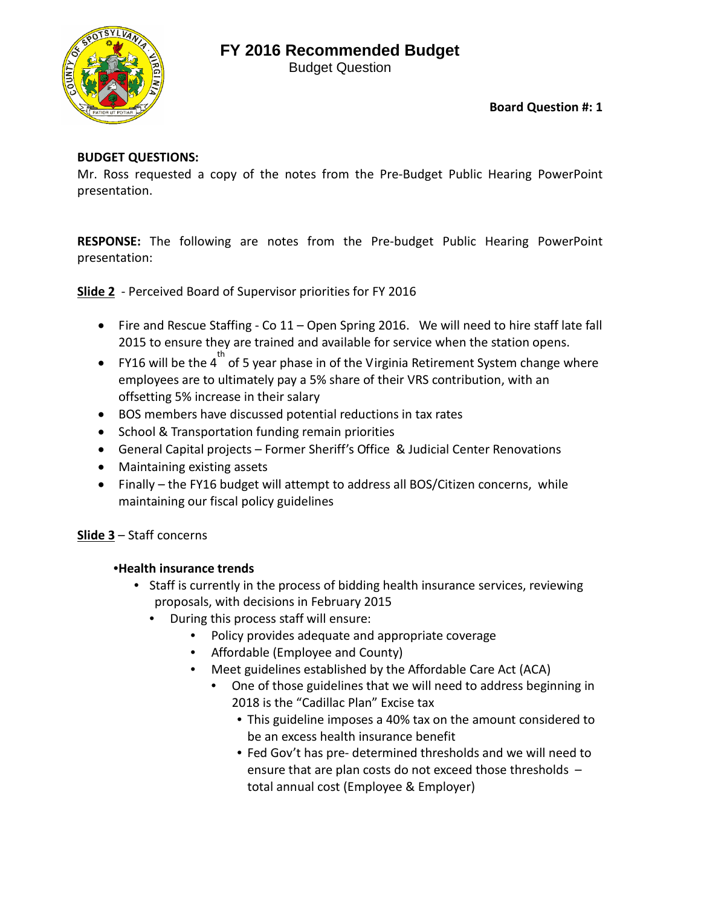# FY 2016 Recommended Budget

Budget Question

**Board Question #: 1**

**BUDGET QUESTIONS:**
Mr. Ross requested a copy of the notes from the Pre-Budget Public Hearing PowerPoint presentation.

**RESPONSE:** The following are notes from the Pre-budget Public Hearing PowerPoint presentation:

**Slide 2** - Perceived Board of Supervisor priorities for FY 2016

- Fire and Rescue Staffing - Co 11 – Open Spring 2016. We will need to hire staff late fall 2015 to ensure they are trained and available for service when the station opens.
- FY16 will be the 4th of 5 year phase in of the Virginia Retirement System change where employees are to ultimately pay a 5% share of their VRS contribution, with an offsetting 5% increase in their salary
- BOS members have discussed potential reductions in tax rates
- School & Transportation funding remain priorities
- General Capital projects – Former Sheriff's Office & Judicial Center Renovations
- Maintaining existing assets
- Finally – the FY16 budget will attempt to address all BOS/Citizen concerns, while maintaining our fiscal policy guidelines

**Slide 3** – Staff concerns

- **Health insurance trends**
  - Staff is currently in the process of bidding health insurance services, reviewing proposals, with decisions in February 2015
    - During this process staff will ensure:
      - Policy provides adequate and appropriate coverage
      - Affordable (Employee and County)
      - Meet guidelines established by the Affordable Care Act (ACA)
        - One of those guidelines that we will need to address beginning in 2018 is the "Cadillac Plan" Excise tax
          - This guideline imposes a 40% tax on the amount considered to be an excess health insurance benefit
          - Fed Gov't has pre- determined thresholds and we will need to ensure that are plan costs do not exceed those thresholds – total annual cost (Employee & Employer)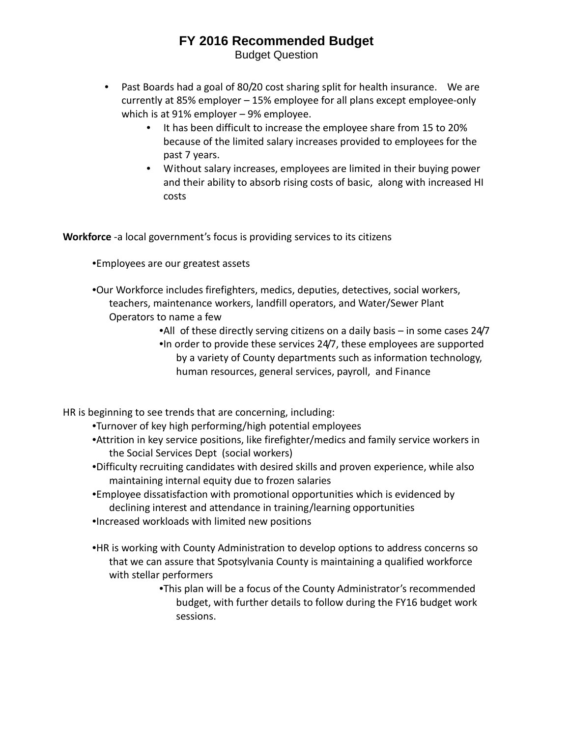# FY 2016 Recommended Budget

Budget Question

- Past Boards had a goal of 80/20 cost sharing split for health insurance. We are currently at 85% employer – 15% employee for all plans except employee-only which is at 91% employer – 9% employee.
  - It has been difficult to increase the employee share from 15 to 20% because of the limited salary increases provided to employees for the past 7 years.
  - Without salary increases, employees are limited in their buying power and their ability to absorb rising costs of basic, along with increased HI costs

**Workforce** -a local government's focus is providing services to its citizens

- Employees are our greatest assets
- Our Workforce includes firefighters, medics, deputies, detectives, social workers, teachers, maintenance workers, landfill operators, and Water/Sewer Plant Operators to name a few
  - All of these directly serving citizens on a daily basis – in some cases 24/7
  - In order to provide these services 24/7, these employees are supported by a variety of County departments such as information technology, human resources, general services, payroll, and Finance

HR is beginning to see trends that are concerning, including:

- Turnover of key high performing/high potential employees
- Attrition in key service positions, like firefighter/medics and family service workers in the Social Services Dept (social workers)
- Difficulty recruiting candidates with desired skills and proven experience, while also maintaining internal equity due to frozen salaries
- Employee dissatisfaction with promotional opportunities which is evidenced by declining interest and attendance in training/learning opportunities
- Increased workloads with limited new positions
- HR is working with County Administration to develop options to address concerns so that we can assure that Spotsylvania County is maintaining a qualified workforce with stellar performers
  - This plan will be a focus of the County Administrator's recommended budget, with further details to follow during the FY16 budget work sessions.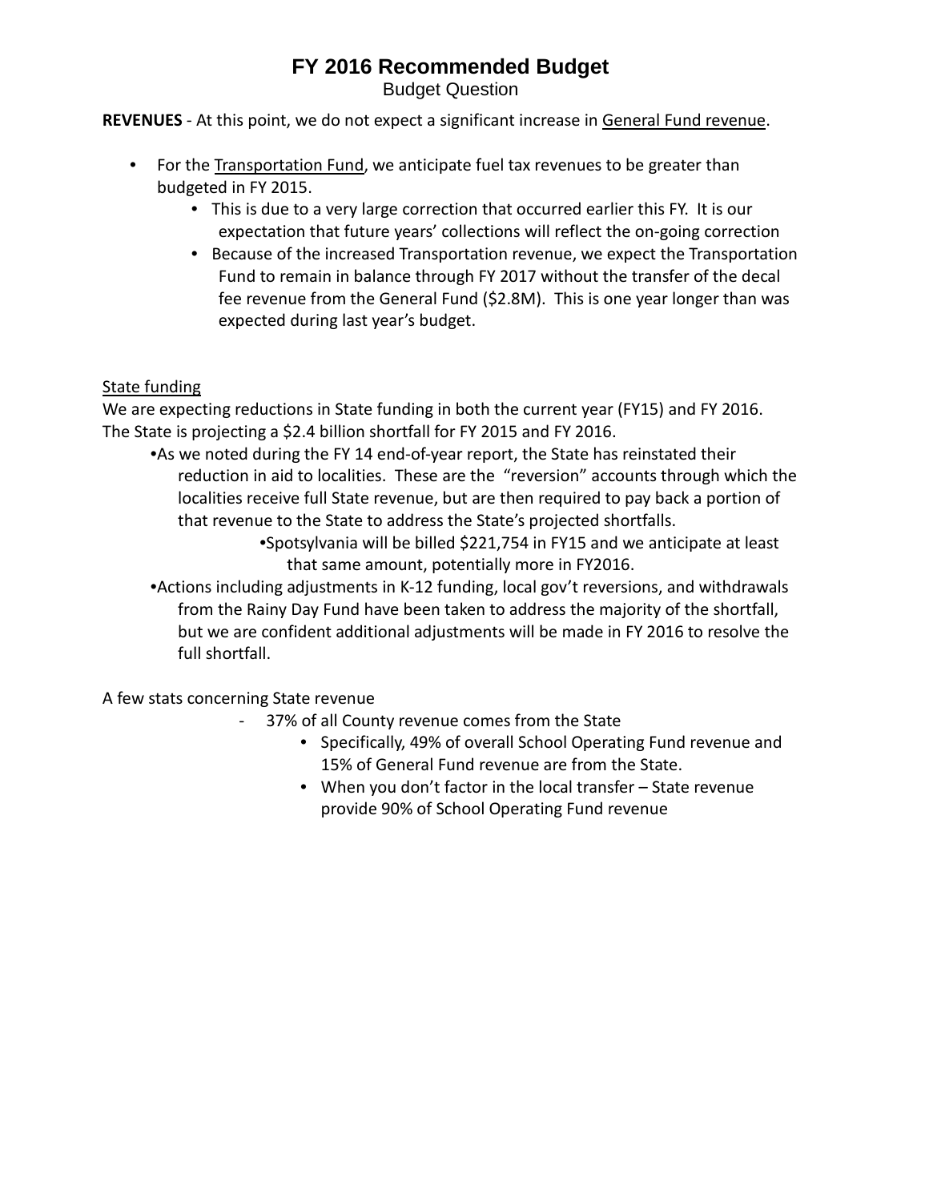# FY 2016 Recommended Budget

Budget Question

**REVENUES** - At this point, we do not expect a significant increase in General Fund revenue.

- For the Transportation Fund, we anticipate fuel tax revenues to be greater than budgeted in FY 2015.
    - This is due to a very large correction that occurred earlier this FY. It is our expectation that future years' collections will reflect the on-going correction
    - Because of the increased Transportation revenue, we expect the Transportation Fund to remain in balance through FY 2017 without the transfer of the decal fee revenue from the General Fund ($2.8M). This is one year longer than was expected during last year's budget.

State funding

We are expecting reductions in State funding in both the current year (FY15) and FY 2016. The State is projecting a $2.4 billion shortfall for FY 2015 and FY 2016.

- As we noted during the FY 14 end-of-year report, the State has reinstated their reduction in aid to localities. These are the "reversion" accounts through which the localities receive full State revenue, but are then required to pay back a portion of that revenue to the State to address the State's projected shortfalls.
    - Spotsylvania will be billed $221,754 in FY15 and we anticipate at least that same amount, potentially more in FY2016.
- Actions including adjustments in K-12 funding, local gov't reversions, and withdrawals from the Rainy Day Fund have been taken to address the majority of the shortfall, but we are confident additional adjustments will be made in FY 2016 to resolve the full shortfall.

A few stats concerning State revenue

- 37% of all County revenue comes from the State
    - Specifically, 49% of overall School Operating Fund revenue and 15% of General Fund revenue are from the State.
    - When you don't factor in the local transfer – State revenue provide 90% of School Operating Fund revenue